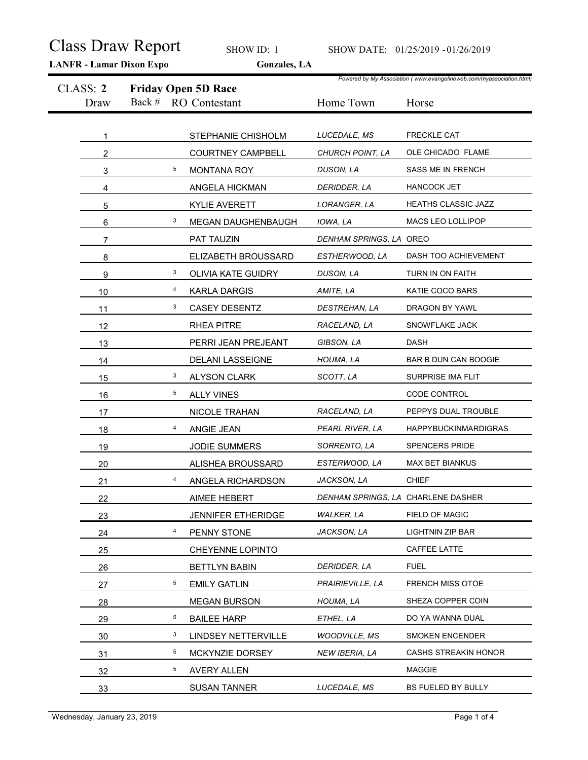# Class Draw Report

SHOW ID: 1 SHOW DATE: 01/25/2019 - 01/26/2019

**LANFR - Lamar Dixon Expo** **Gonzales, LA**

*Powered by My Association ( www.evangelineweb.com/myassociation.html)*

## CLASS: 2 Friday Open 5D Race

| Draw | Back # | RO | Contestant | Home Town | Horse |
|---|---|---|---|---|---|
| 1 | | | STEPHANIE CHISHOLM | LUCEDALE, MS | FRECKLE CAT |
| 2 | | | COURTNEY CAMPBELL | CHURCH POINT, LA | OLE CHICADO FLAME |
| 3 | | 5 | MONTANA ROY | DUSON, LA | SASS ME IN FRENCH |
| 4 | | | ANGELA HICKMAN | DERIDDER, LA | HANCOCK JET |
| 5 | | | KYLIE AVERETT | LORANGER, LA | HEATHS CLASSIC JAZZ |
| 6 | | 3 | MEGAN DAUGHENBAUGH | IOWA, LA | MACS LEO LOLLIPOP |
| 7 | | | PAT TAUZIN | DENHAM SPRINGS, LA | OREO |
| 8 | | | ELIZABETH BROUSSARD | ESTHERWOOD, LA | DASH TOO ACHIEVEMENT |
| 9 | | 3 | OLIVIA KATE GUIDRY | DUSON, LA | TURN IN ON FAITH |
| 10 | | 4 | KARLA DARGIS | AMITE, LA | KATIE COCO BARS |
| 11 | | 3 | CASEY DESENTZ | DESTREHAN, LA | DRAGON BY YAWL |
| 12 | | | RHEA PITRE | RACELAND, LA | SNOWFLAKE JACK |
| 13 | | | PERRI JEAN PREJEANT | GIBSON, LA | DASH |
| 14 | | | DELANI LASSEIGNE | HOUMA, LA | BAR B DUN CAN BOOGIE |
| 15 | | 3 | ALYSON CLARK | SCOTT, LA | SURPRISE IMA FLIT |
| 16 | | 5 | ALLY VINES | | CODE CONTROL |
| 17 | | | NICOLE TRAHAN | RACELAND, LA | PEPPYS DUAL TROUBLE |
| 18 | | 4 | ANGIE JEAN | PEARL RIVER, LA | HAPPYBUCKINMARDIGRAS |
| 19 | | | JODIE SUMMERS | SORRENTO, LA | SPENCERS PRIDE |
| 20 | | | ALISHEA BROUSSARD | ESTERWOOD, LA | MAX BET BIANKUS |
| 21 | | 4 | ANGELA RICHARDSON | JACKSON, LA | CHIEF |
| 22 | | | AIMEE HEBERT | DENHAM SPRINGS, LA | CHARLENE DASHER |
| 23 | | | JENNIFER ETHERIDGE | WALKER, LA | FIELD OF MAGIC |
| 24 | | 4 | PENNY STONE | JACKSON, LA | LIGHTNIN ZIP BAR |
| 25 | | | CHEYENNE LOPINTO | | CAFFEE LATTE |
| 26 | | | BETTLYN BABIN | DERIDDER, LA | FUEL |
| 27 | | 5 | EMILY GATLIN | PRAIRIEVILLE, LA | FRENCH MISS OTOE |
| 28 | | | MEGAN BURSON | HOUMA, LA | SHEZA COPPER COIN |
| 29 | | 5 | BAILEE HARP | ETHEL, LA | DO YA WANNA DUAL |
| 30 | | 3 | LINDSEY NETTERVILLE | WOODVILLE, MS | SMOKEN ENCENDER |
| 31 | | 5 | MCKYNZIE DORSEY | NEW IBERIA, LA | CASHS STREAKIN HONOR |
| 32 | | 5 | AVERY ALLEN | | MAGGIE |
| 33 | | | SUSAN TANNER | LUCEDALE, MS | BS FUELED BY BULLY |

Wednesday, January 23, 2019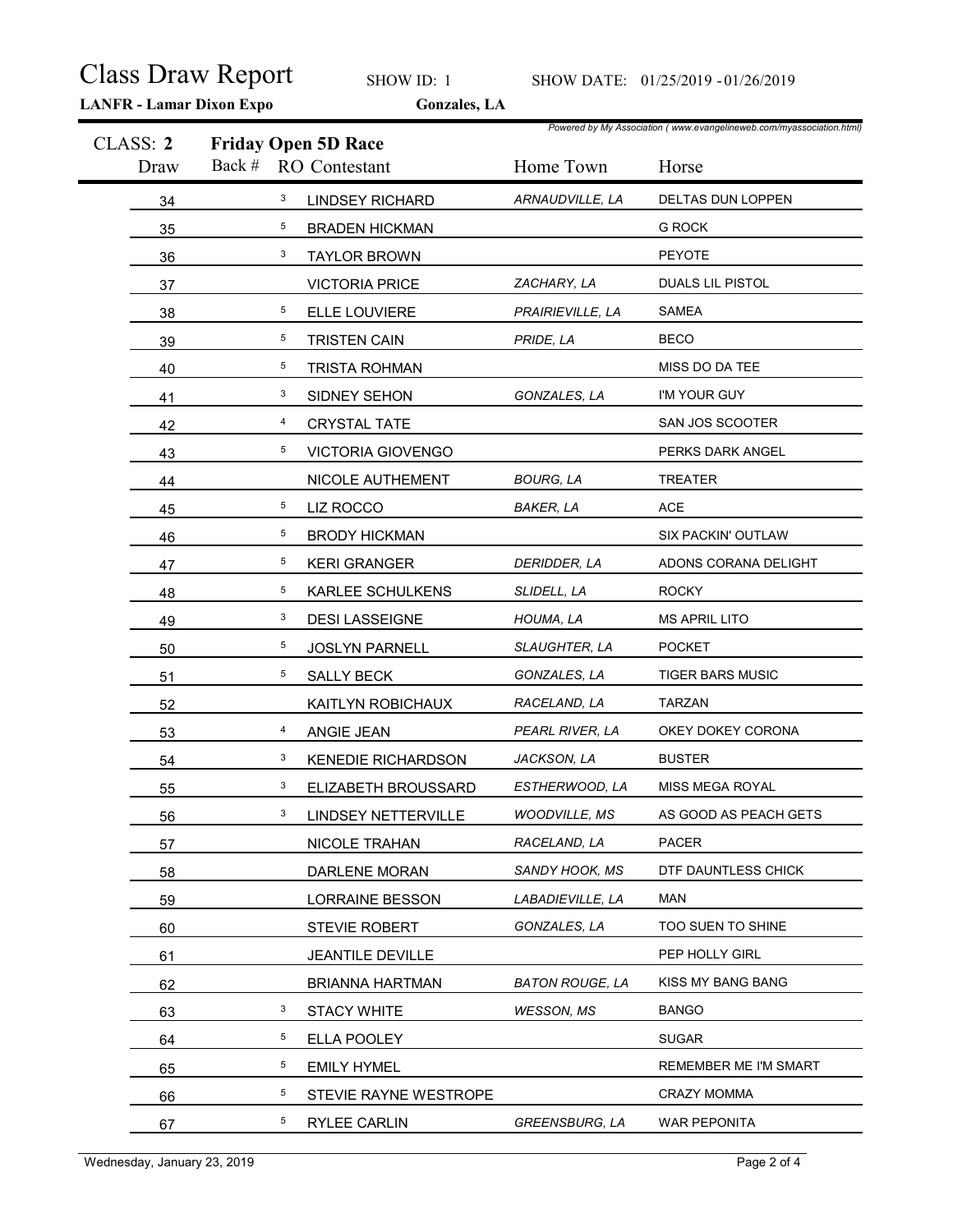# Class Draw Report

SHOW ID: 1 SHOW DATE: 01/25/2019 - 01/26/2019

**LANFR - Lamar Dixon Expo** **Gonzales, LA**

*Powered by My Association ( www.evangelineweb.com/myassociation.html)*

## CLASS: 2 Friday Open 5D Race

| Draw | Back # | RO | Contestant | Home Town | Horse |
|---|---|---|---|---|---|
| 34 | | 3 | LINDSEY RICHARD | ARNAUDVILLE, LA | DELTAS DUN LOPPEN |
| 35 | | 5 | BRADEN HICKMAN | | G ROCK |
| 36 | | 3 | TAYLOR BROWN | | PEYOTE |
| 37 | | | VICTORIA PRICE | ZACHARY, LA | DUALS LIL PISTOL |
| 38 | | 5 | ELLE LOUVIERE | PRAIRIEVILLE, LA | SAMEA |
| 39 | | 5 | TRISTEN CAIN | PRIDE, LA | BECO |
| 40 | | 5 | TRISTA ROHMAN | | MISS DO DA TEE |
| 41 | | 3 | SIDNEY SEHON | GONZALES, LA | I'M YOUR GUY |
| 42 | | 4 | CRYSTAL TATE | | SAN JOS SCOOTER |
| 43 | | 5 | VICTORIA GIOVENGO | | PERKS DARK ANGEL |
| 44 | | | NICOLE AUTHEMENT | BOURG, LA | TREATER |
| 45 | | 5 | LIZ ROCCO | BAKER, LA | ACE |
| 46 | | 5 | BRODY HICKMAN | | SIX PACKIN' OUTLAW |
| 47 | | 5 | KERI GRANGER | DERIDDER, LA | ADONS CORANA DELIGHT |
| 48 | | 5 | KARLEE SCHULKENS | SLIDELL, LA | ROCKY |
| 49 | | 3 | DESI LASSEIGNE | HOUMA, LA | MS APRIL LITO |
| 50 | | 5 | JOSLYN PARNELL | SLAUGHTER, LA | POCKET |
| 51 | | 5 | SALLY BECK | GONZALES, LA | TIGER BARS MUSIC |
| 52 | | | KAITLYN ROBICHAUX | RACELAND, LA | TARZAN |
| 53 | | 4 | ANGIE JEAN | PEARL RIVER, LA | OKEY DOKEY CORONA |
| 54 | | 3 | KENEDIE RICHARDSON | JACKSON, LA | BUSTER |
| 55 | | 3 | ELIZABETH BROUSSARD | ESTHERWOOD, LA | MISS MEGA ROYAL |
| 56 | | 3 | LINDSEY NETTERVILLE | WOODVILLE, MS | AS GOOD AS PEACH GETS |
| 57 | | | NICOLE TRAHAN | RACELAND, LA | PACER |
| 58 | | | DARLENE MORAN | SANDY HOOK, MS | DTF DAUNTLESS CHICK |
| 59 | | | LORRAINE BESSON | LABADIEVILLE, LA | MAN |
| 60 | | | STEVIE ROBERT | GONZALES, LA | TOO SUEN TO SHINE |
| 61 | | | JEANTILE DEVILLE | | PEP HOLLY GIRL |
| 62 | | | BRIANNA HARTMAN | BATON ROUGE, LA | KISS MY BANG BANG |
| 63 | | 3 | STACY WHITE | WESSON, MS | BANGO |
| 64 | | 5 | ELLA POOLEY | | SUGAR |
| 65 | | 5 | EMILY HYMEL | | REMEMBER ME I'M SMART |
| 66 | | 5 | STEVIE RAYNE WESTROPE | | CRAZY MOMMA |
| 67 | | 5 | RYLEE CARLIN | GREENSBURG, LA | WAR PEPONITA |

Wednesday, January 23, 2019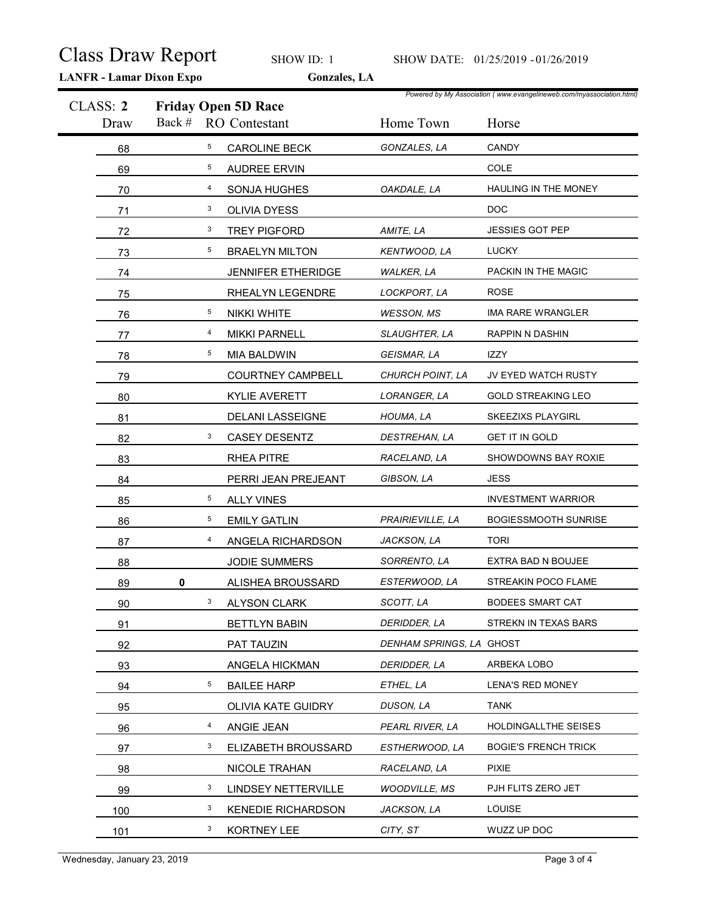# Class Draw Report

SHOW ID: 1 SHOW DATE: 01/25/2019 - 01/26/2019

**LANFR - Lamar Dixon Expo** **Gonzales, LA**

*Powered by My Association ( www.evangelineweb.com/myassociation.html)*

## CLASS: 2 Friday Open 5D Race

| Draw | Back # | RO | Contestant | Home Town | Horse |
|---|---|---|---|---|---|
| 68 | | 5 | CAROLINE BECK | GONZALES, LA | CANDY |
| 69 | | 5 | AUDREE ERVIN | | COLE |
| 70 | | 4 | SONJA HUGHES | OAKDALE, LA | HAULING IN THE MONEY |
| 71 | | 3 | OLIVIA DYESS | | DOC |
| 72 | | 3 | TREY PIGFORD | AMITE, LA | JESSIES GOT PEP |
| 73 | | 5 | BRAELYN MILTON | KENTWOOD, LA | LUCKY |
| 74 | | | JENNIFER ETHERIDGE | WALKER, LA | PACKIN IN THE MAGIC |
| 75 | | | RHEALYN LEGENDRE | LOCKPORT, LA | ROSE |
| 76 | | 5 | NIKKI WHITE | WESSON, MS | IMA RARE WRANGLER |
| 77 | | 4 | MIKKI PARNELL | SLAUGHTER, LA | RAPPIN N DASHIN |
| 78 | | 5 | MIA BALDWIN | GEISMAR, LA | IZZY |
| 79 | | | COURTNEY CAMPBELL | CHURCH POINT, LA | JV EYED WATCH RUSTY |
| 80 | | | KYLIE AVERETT | LORANGER, LA | GOLD STREAKING LEO |
| 81 | | | DELANI LASSEIGNE | HOUMA, LA | SKEEZIXS PLAYGIRL |
| 82 | | 3 | CASEY DESENTZ | DESTREHAN, LA | GET IT IN GOLD |
| 83 | | | RHEA PITRE | RACELAND, LA | SHOWDOWNS BAY ROXIE |
| 84 | | | PERRI JEAN PREJEANT | GIBSON, LA | JESS |
| 85 | | 5 | ALLY VINES | | INVESTMENT WARRIOR |
| 86 | | 5 | EMILY GATLIN | PRAIRIEVILLE, LA | BOGIESSMOOTH SUNRISE |
| 87 | | 4 | ANGELA RICHARDSON | JACKSON, LA | TORI |
| 88 | | | JODIE SUMMERS | SORRENTO, LA | EXTRA BAD N BOUJEE |
| 89 | **0** | | ALISHEA BROUSSARD | ESTERWOOD, LA | STREAKIN POCO FLAME |
| 90 | | 3 | ALYSON CLARK | SCOTT, LA | BODEES SMART CAT |
| 91 | | | BETTLYN BABIN | DERIDDER, LA | STREKN IN TEXAS BARS |
| 92 | | | PAT TAUZIN | DENHAM SPRINGS, LA | GHOST |
| 93 | | | ANGELA HICKMAN | DERIDDER, LA | ARBEKA LOBO |
| 94 | | 5 | BAILEE HARP | ETHEL, LA | LENA'S RED MONEY |
| 95 | | | OLIVIA KATE GUIDRY | DUSON, LA | TANK |
| 96 | | 4 | ANGIE JEAN | PEARL RIVER, LA | HOLDINGALLTHE SEISES |
| 97 | | 3 | ELIZABETH BROUSSARD | ESTHERWOOD, LA | BOGIE'S FRENCH TRICK |
| 98 | | | NICOLE TRAHAN | RACELAND, LA | PIXIE |
| 99 | | 3 | LINDSEY NETTERVILLE | WOODVILLE, MS | PJH FLITS ZERO JET |
| 100 | | 3 | KENEDIE RICHARDSON | JACKSON, LA | LOUISE |
| 101 | | 3 | KORTNEY LEE | CITY, ST | WUZZ UP DOC |

Wednesday, January 23, 2019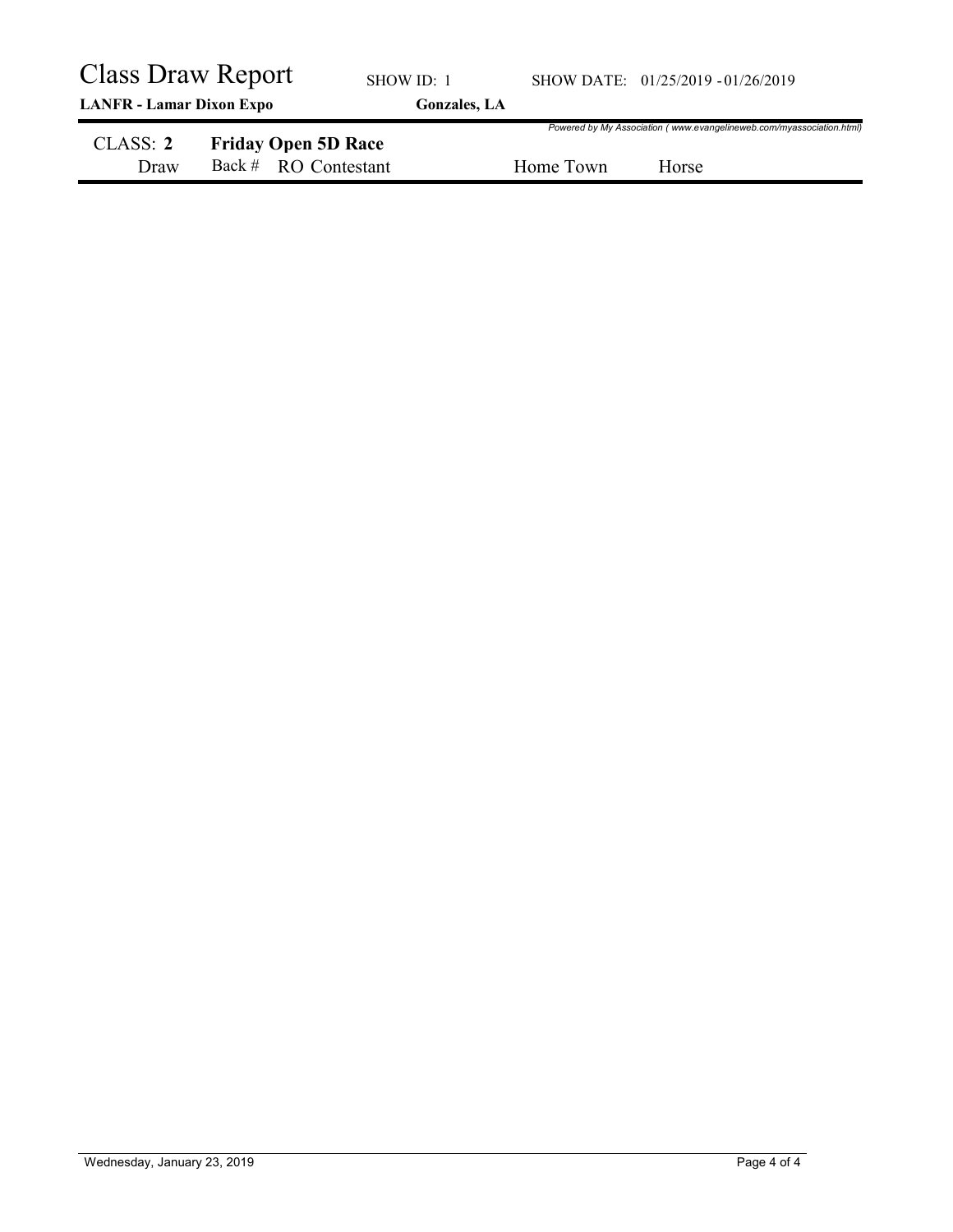# Class Draw Report

SHOW ID: 1 SHOW DATE: 01/25/2019 - 01/26/2019

**LANFR - Lamar Dixon Expo** **Gonzales, LA**

*Powered by My Association ( www.evangelineweb.com/myassociation.html)*

CLASS: **2** **Friday Open 5D Race**

| Draw | Back # | RO | Contestant | Home Town | Horse |
|---|---|---|---|---|---|